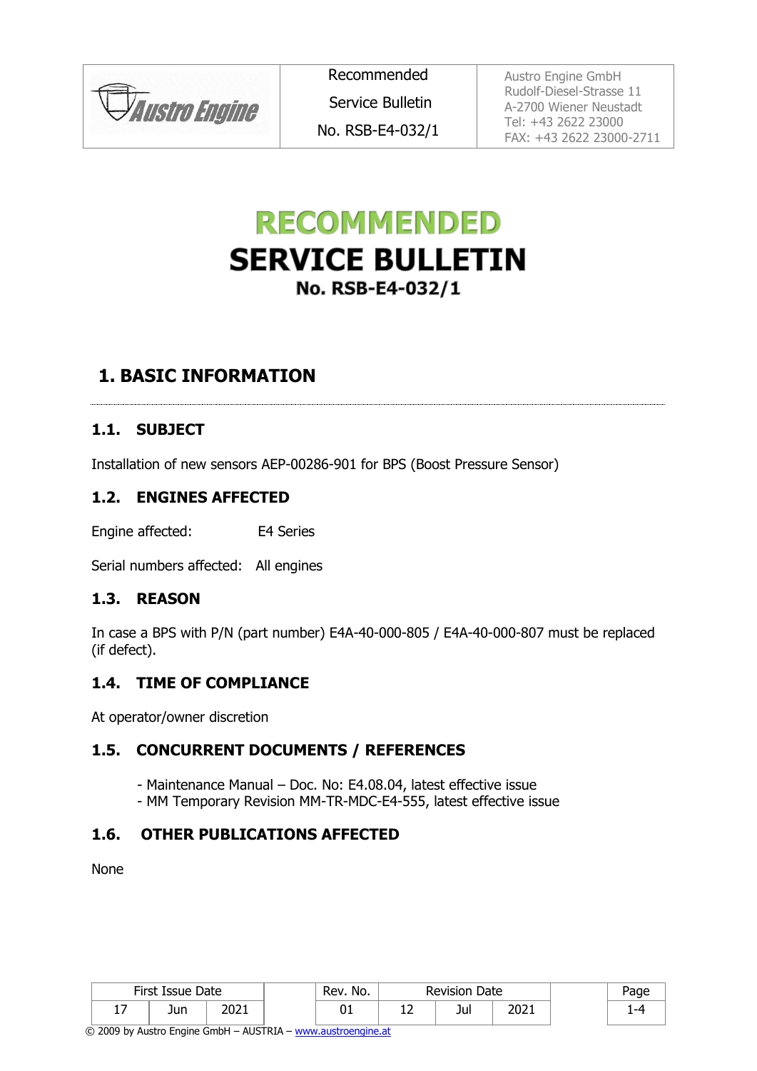| Austro Engine | Recommended Service Bulletin No. RSB-E4-032/1 | Austro Engine GmbH<br>Rudolf-Diesel-Strasse 11<br>A-2700 Wiener Neustadt<br>Tel: +43 2622 23000<br>FAX: +43 2622 23000-2711 |
|---|---|---|

# RECOMMENDED SERVICE BULLETIN

### No. RSB-E4-032/1

## 1. BASIC INFORMATION

### 1.1. SUBJECT

Installation of new sensors AEP-00286-901 for BPS (Boost Pressure Sensor)

### 1.2. ENGINES AFFECTED

Engine affected: E4 Series

Serial numbers affected: All engines

### 1.3. REASON

In case a BPS with P/N (part number) E4A-40-000-805 / E4A-40-000-807 must be replaced (if defect).

### 1.4. TIME OF COMPLIANCE

At operator/owner discretion

### 1.5. CONCURRENT DOCUMENTS / REFERENCES

- Maintenance Manual – Doc. No: E4.08.04, latest effective issue
- MM Temporary Revision MM-TR-MDC-E4-555, latest effective issue

### 1.6. OTHER PUBLICATIONS AFFECTED

None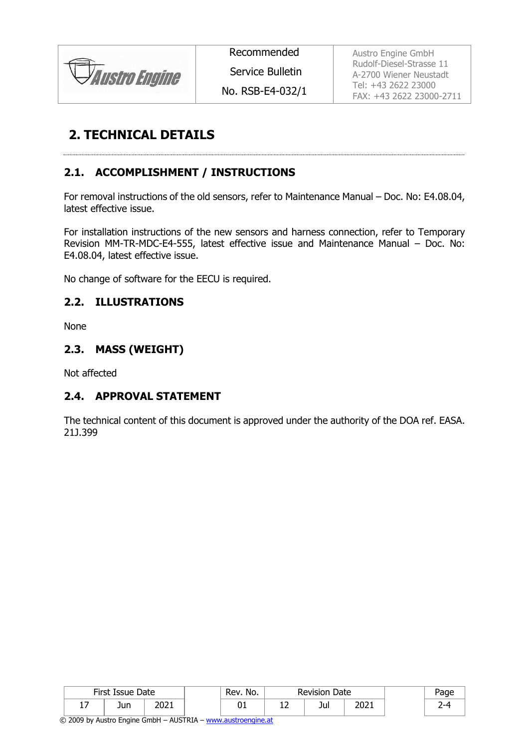# 2. TECHNICAL DETAILS

## 2.1. ACCOMPLISHMENT / INSTRUCTIONS

For removal instructions of the old sensors, refer to Maintenance Manual – Doc. No: E4.08.04, latest effective issue.

For installation instructions of the new sensors and harness connection, refer to Temporary Revision MM-TR-MDC-E4-555, latest effective issue and Maintenance Manual – Doc. No: E4.08.04, latest effective issue.

No change of software for the EECU is required.

## 2.2. ILLUSTRATIONS

None

## 2.3. MASS (WEIGHT)

Not affected

## 2.4. APPROVAL STATEMENT

The technical content of this document is approved under the authority of the DOA ref. EASA. 21J.399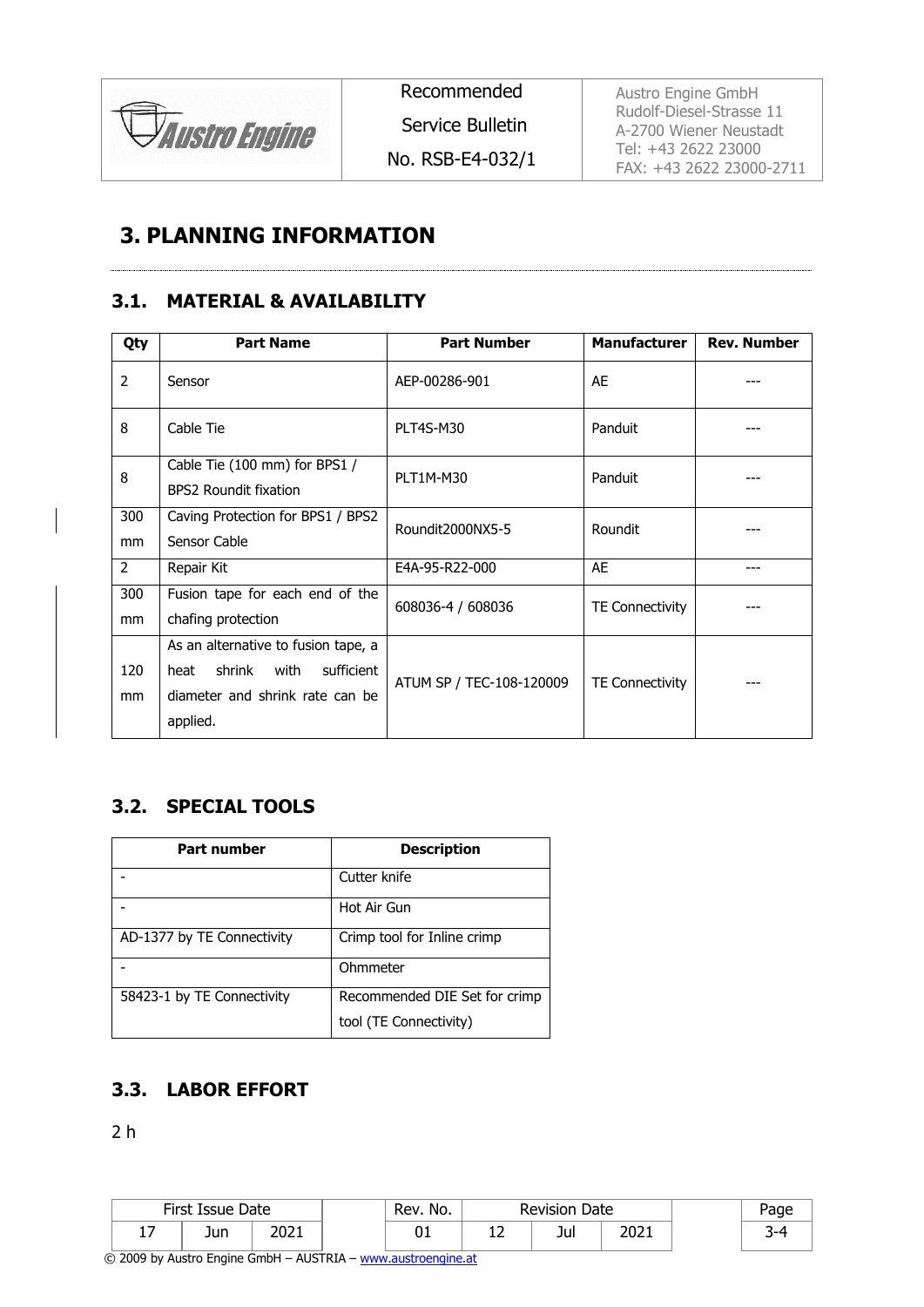# 3. PLANNING INFORMATION

## 3.1. MATERIAL & AVAILABILITY

| Qty | Part Name | Part Number | Manufacturer | Rev. Number |
|---|---|---|---|---|
| 2 | Sensor | AEP-00286-901 | AE | --- |
| 8 | Cable Tie | PLT4S-M30 | Panduit | --- |
| 8 | Cable Tie (100 mm) for BPS1 / BPS2 Roundit fixation | PLT1M-M30 | Panduit | --- |
| 300 mm | Caving Protection for BPS1 / BPS2 Sensor Cable | Roundit2000NX5-5 | Roundit | --- |
| 2 | Repair Kit | E4A-95-R22-000 | AE | --- |
| 300 mm | Fusion tape for each end of the chafing protection | 608036-4 / 608036 | TE Connectivity | --- |
| 120 mm | As an alternative to fusion tape, a heat shrink with sufficient diameter and shrink rate can be applied. | ATUM SP / TEC-108-120009 | TE Connectivity | --- |

## 3.2. SPECIAL TOOLS

| Part number | Description |
|---|---|
| - | Cutter knife |
| - | Hot Air Gun |
| AD-1377 by TE Connectivity | Crimp tool for Inline crimp |
| - | Ohmmeter |
| 58423-1 by TE Connectivity | Recommended DIE Set for crimp tool (TE Connectivity) |

## 3.3. LABOR EFFORT

2 h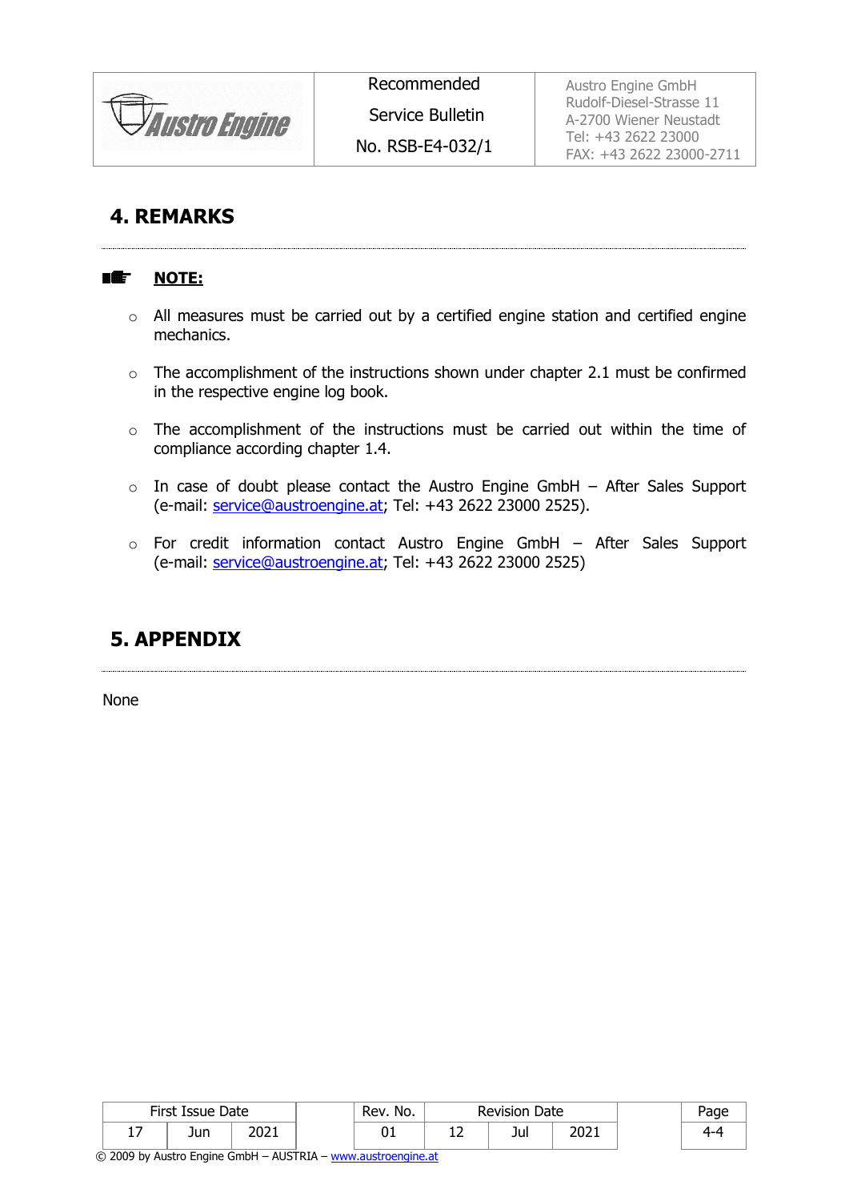## 4. REMARKS

**NOTE:**

- All measures must be carried out by a certified engine station and certified engine mechanics.
- The accomplishment of the instructions shown under chapter 2.1 must be confirmed in the respective engine log book.
- The accomplishment of the instructions must be carried out within the time of compliance according chapter 1.4.
- In case of doubt please contact the Austro Engine GmbH – After Sales Support (e-mail: service@austroengine.at; Tel: +43 2622 23000 2525).
- For credit information contact Austro Engine GmbH – After Sales Support (e-mail: service@austroengine.at; Tel: +43 2622 23000 2525)

## 5. APPENDIX

None